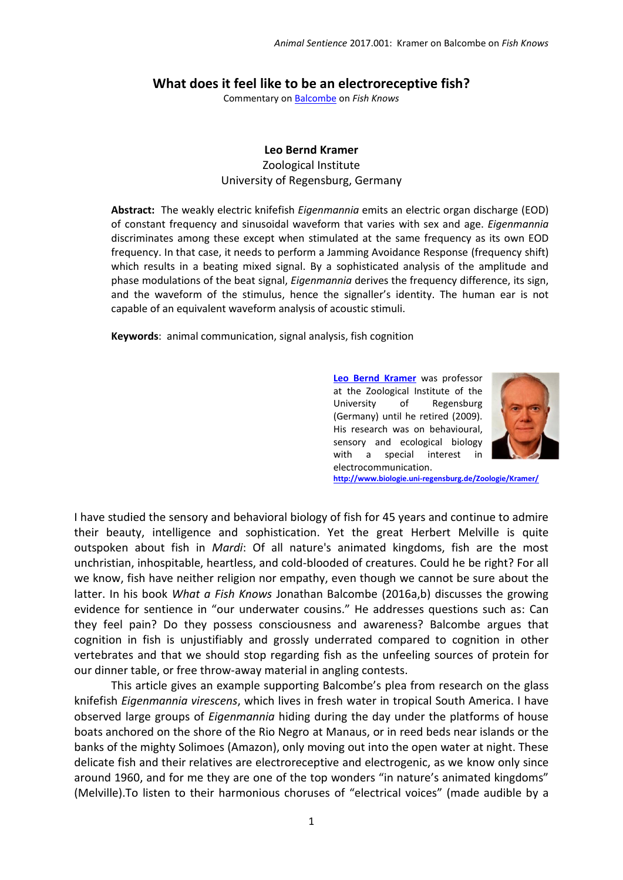# What does it feel like to be an electroreceptive fish?

Commentary on Balcombe on *Fish Knows*

**Leo Bernd Kramer**
Zoological Institute
University of Regensburg, Germany

**Abstract:** The weakly electric knifefish *Eigenmannia* emits an electric organ discharge (EOD) of constant frequency and sinusoidal waveform that varies with sex and age. *Eigenmannia* discriminates among these except when stimulated at the same frequency as its own EOD frequency. In that case, it needs to perform a Jamming Avoidance Response (frequency shift) which results in a beating mixed signal. By a sophisticated analysis of the amplitude and phase modulations of the beat signal, *Eigenmannia* derives the frequency difference, its sign, and the waveform of the stimulus, hence the signaller's identity. The human ear is not capable of an equivalent waveform analysis of acoustic stimuli.

**Keywords**: animal communication, signal analysis, fish cognition

**Leo Bernd Kramer** was professor at the Zoological Institute of the University of Regensburg (Germany) until he retired (2009). His research was on behavioural, sensory and ecological biology with a special interest in electrocommunication. http://www.biologie.uni-regensburg.de/Zoologie/Kramer/

I have studied the sensory and behavioral biology of fish for 45 years and continue to admire their beauty, intelligence and sophistication. Yet the great Herbert Melville is quite outspoken about fish in *Mardi*: Of all nature's animated kingdoms, fish are the most unchristian, inhospitable, heartless, and cold-blooded of creatures. Could he be right? For all we know, fish have neither religion nor empathy, even though we cannot be sure about the latter. In his book *What a Fish Knows* Jonathan Balcombe (2016a,b) discusses the growing evidence for sentience in "our underwater cousins." He addresses questions such as: Can they feel pain? Do they possess consciousness and awareness? Balcombe argues that cognition in fish is unjustifiably and grossly underrated compared to cognition in other vertebrates and that we should stop regarding fish as the unfeeling sources of protein for our dinner table, or free throw-away material in angling contests.

This article gives an example supporting Balcombe's plea from research on the glass knifefish *Eigenmannia virescens*, which lives in fresh water in tropical South America. I have observed large groups of *Eigenmannia* hiding during the day under the platforms of house boats anchored on the shore of the Rio Negro at Manaus, or in reed beds near islands or the banks of the mighty Solimoes (Amazon), only moving out into the open water at night. These delicate fish and their relatives are electroreceptive and electrogenic, as we know only since around 1960, and for me they are one of the top wonders "in nature's animated kingdoms" (Melville).To listen to their harmonious choruses of "electrical voices" (made audible by a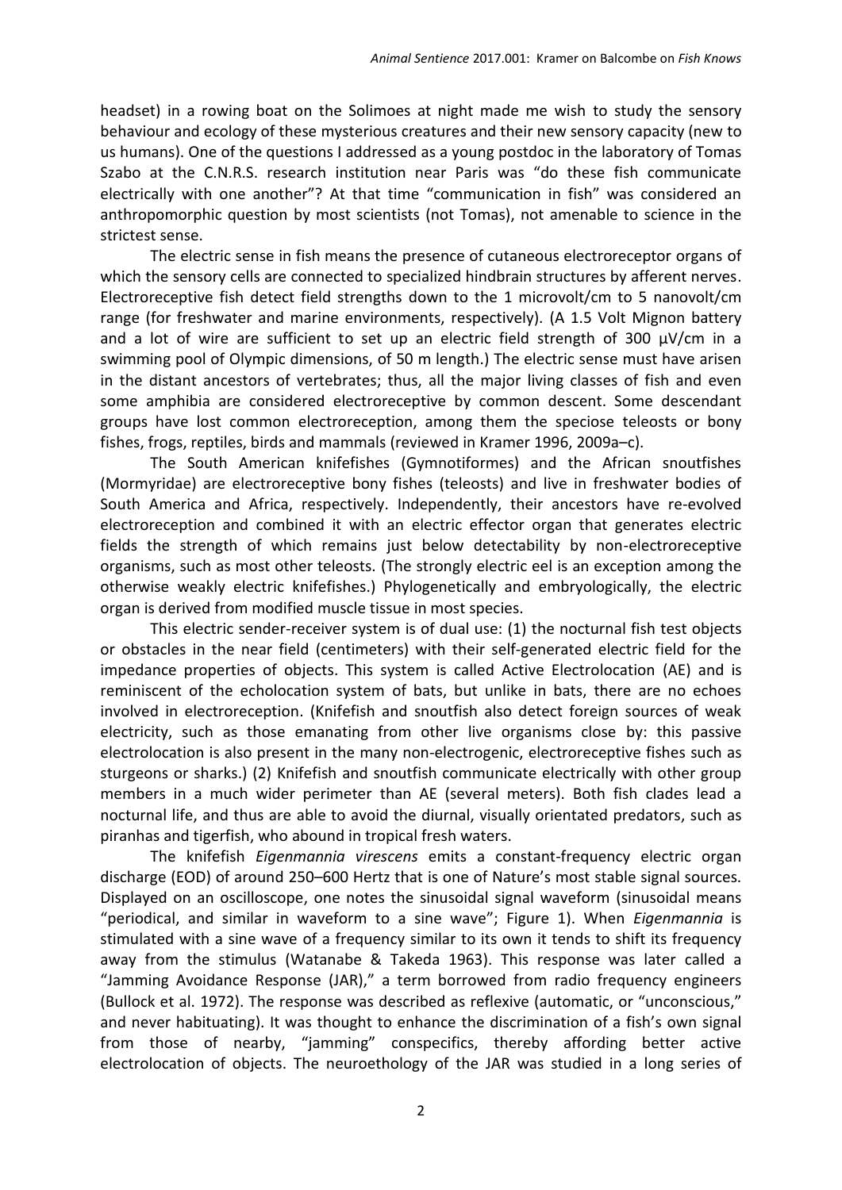headset) in a rowing boat on the Solimoes at night made me wish to study the sensory behaviour and ecology of these mysterious creatures and their new sensory capacity (new to us humans). One of the questions I addressed as a young postdoc in the laboratory of Tomas Szabo at the C.N.R.S. research institution near Paris was "do these fish communicate electrically with one another"? At that time "communication in fish" was considered an anthropomorphic question by most scientists (not Tomas), not amenable to science in the strictest sense.

The electric sense in fish means the presence of cutaneous electroreceptor organs of which the sensory cells are connected to specialized hindbrain structures by afferent nerves. Electroreceptive fish detect field strengths down to the 1 microvolt/cm to 5 nanovolt/cm range (for freshwater and marine environments, respectively). (A 1.5 Volt Mignon battery and a lot of wire are sufficient to set up an electric field strength of 300 µV/cm in a swimming pool of Olympic dimensions, of 50 m length.) The electric sense must have arisen in the distant ancestors of vertebrates; thus, all the major living classes of fish and even some amphibia are considered electroreceptive by common descent. Some descendant groups have lost common electroreception, among them the speciose teleosts or bony fishes, frogs, reptiles, birds and mammals (reviewed in Kramer 1996, 2009a–c).

The South American knifefishes (Gymnotiformes) and the African snoutfishes (Mormyridae) are electroreceptive bony fishes (teleosts) and live in freshwater bodies of South America and Africa, respectively. Independently, their ancestors have re-evolved electroreception and combined it with an electric effector organ that generates electric fields the strength of which remains just below detectability by non-electroreceptive organisms, such as most other teleosts. (The strongly electric eel is an exception among the otherwise weakly electric knifefishes.) Phylogenetically and embryologically, the electric organ is derived from modified muscle tissue in most species.

This electric sender-receiver system is of dual use: (1) the nocturnal fish test objects or obstacles in the near field (centimeters) with their self-generated electric field for the impedance properties of objects. This system is called Active Electrolocation (AE) and is reminiscent of the echolocation system of bats, but unlike in bats, there are no echoes involved in electroreception. (Knifefish and snoutfish also detect foreign sources of weak electricity, such as those emanating from other live organisms close by: this passive electrolocation is also present in the many non-electrogenic, electroreceptive fishes such as sturgeons or sharks.) (2) Knifefish and snoutfish communicate electrically with other group members in a much wider perimeter than AE (several meters). Both fish clades lead a nocturnal life, and thus are able to avoid the diurnal, visually orientated predators, such as piranhas and tigerfish, who abound in tropical fresh waters.

The knifefish *Eigenmannia virescens* emits a constant-frequency electric organ discharge (EOD) of around 250–600 Hertz that is one of Nature's most stable signal sources. Displayed on an oscilloscope, one notes the sinusoidal signal waveform (sinusoidal means "periodical, and similar in waveform to a sine wave"; Figure 1). When *Eigenmannia* is stimulated with a sine wave of a frequency similar to its own it tends to shift its frequency away from the stimulus (Watanabe & Takeda 1963). This response was later called a "Jamming Avoidance Response (JAR)," a term borrowed from radio frequency engineers (Bullock et al. 1972). The response was described as reflexive (automatic, or "unconscious," and never habituating). It was thought to enhance the discrimination of a fish's own signal from those of nearby, "jamming" conspecifics, thereby affording better active electrolocation of objects. The neuroethology of the JAR was studied in a long series of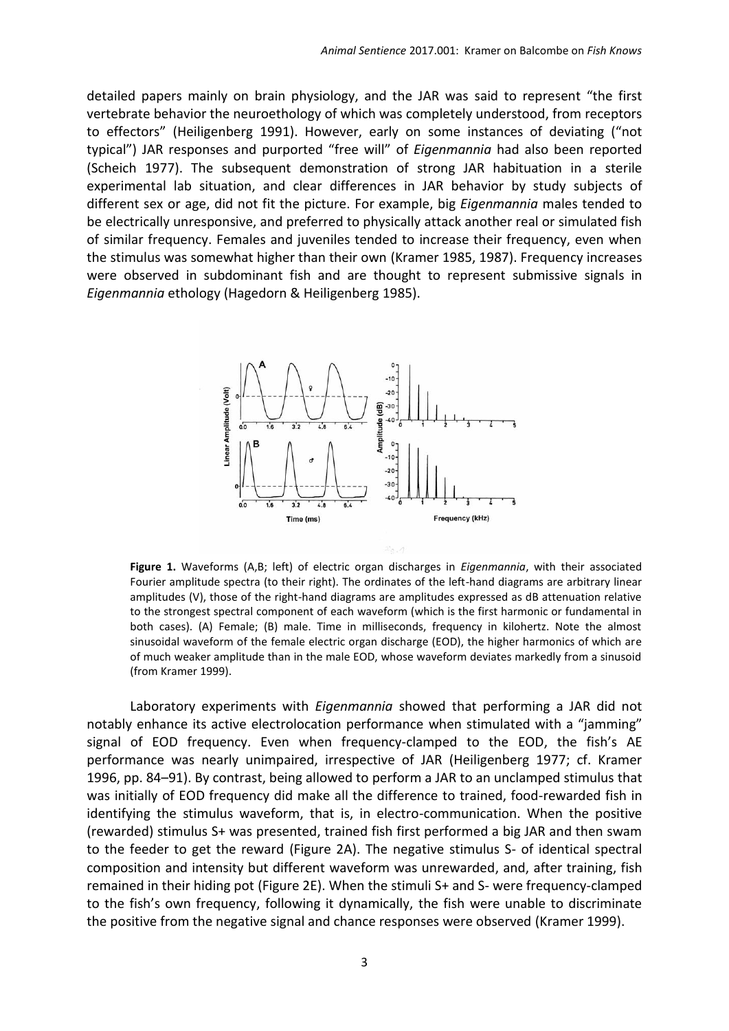detailed papers mainly on brain physiology, and the JAR was said to represent "the first vertebrate behavior the neuroethology of which was completely understood, from receptors to effectors" (Heiligenberg 1991). However, early on some instances of deviating ("not typical") JAR responses and purported "free will" of *Eigenmannia* had also been reported (Scheich 1977). The subsequent demonstration of strong JAR habituation in a sterile experimental lab situation, and clear differences in JAR behavior by study subjects of different sex or age, did not fit the picture. For example, big *Eigenmannia* males tended to be electrically unresponsive, and preferred to physically attack another real or simulated fish of similar frequency. Females and juveniles tended to increase their frequency, even when the stimulus was somewhat higher than their own (Kramer 1985, 1987). Frequency increases were observed in subdominant fish and are thought to represent submissive signals in *Eigenmannia* ethology (Hagedorn & Heiligenberg 1985).

**Figure 1.** Waveforms (A,B; left) of electric organ discharges in *Eigenmannia*, with their associated Fourier amplitude spectra (to their right). The ordinates of the left-hand diagrams are arbitrary linear amplitudes (V), those of the right-hand diagrams are amplitudes expressed as dB attenuation relative to the strongest spectral component of each waveform (which is the first harmonic or fundamental in both cases). (A) Female; (B) male. Time in milliseconds, frequency in kilohertz. Note the almost sinusoidal waveform of the female electric organ discharge (EOD), the higher harmonics of which are of much weaker amplitude than in the male EOD, whose waveform deviates markedly from a sinusoid (from Kramer 1999).

Laboratory experiments with *Eigenmannia* showed that performing a JAR did not notably enhance its active electrolocation performance when stimulated with a "jamming" signal of EOD frequency. Even when frequency-clamped to the EOD, the fish's AE performance was nearly unimpaired, irrespective of JAR (Heiligenberg 1977; cf. Kramer 1996, pp. 84–91). By contrast, being allowed to perform a JAR to an unclamped stimulus that was initially of EOD frequency did make all the difference to trained, food-rewarded fish in identifying the stimulus waveform, that is, in electro-communication. When the positive (rewarded) stimulus S+ was presented, trained fish first performed a big JAR and then swam to the feeder to get the reward (Figure 2A). The negative stimulus S- of identical spectral composition and intensity but different waveform was unrewarded, and, after training, fish remained in their hiding pot (Figure 2E). When the stimuli S+ and S- were frequency-clamped to the fish's own frequency, following it dynamically, the fish were unable to discriminate the positive from the negative signal and chance responses were observed (Kramer 1999).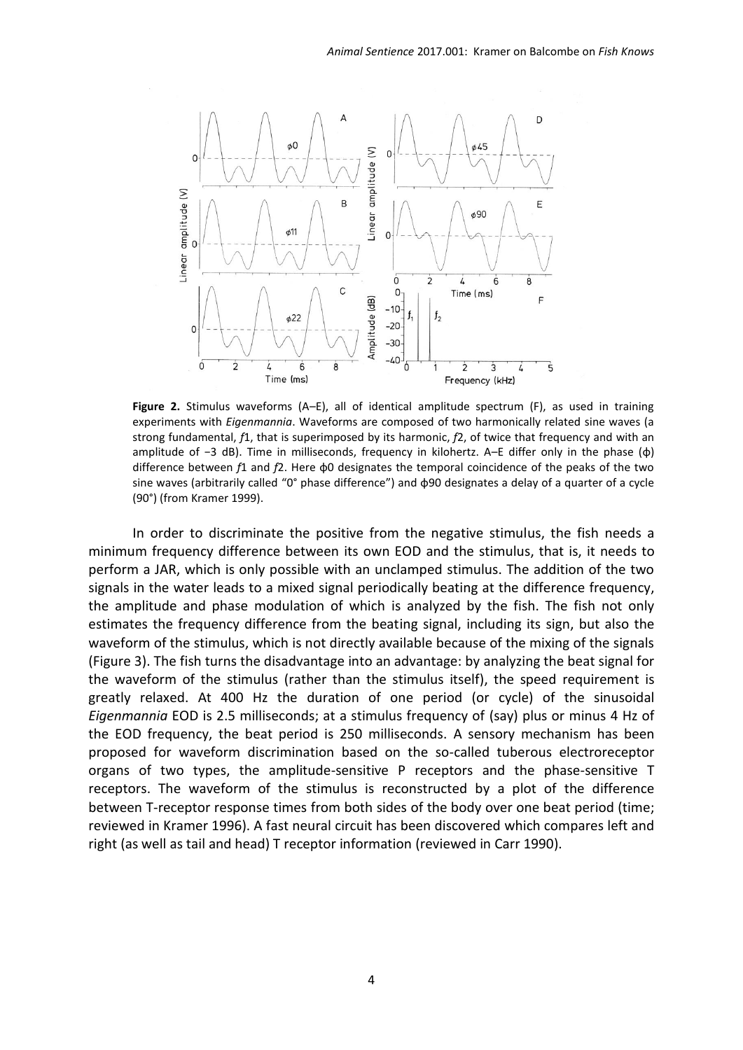**Figure 2.** Stimulus waveforms (A–E), all of identical amplitude spectrum (F), as used in training experiments with *Eigenmannia*. Waveforms are composed of two harmonically related sine waves (a strong fundamental, *f*1, that is superimposed by its harmonic, *f*2, of twice that frequency and with an amplitude of −3 dB). Time in milliseconds, frequency in kilohertz. A–E differ only in the phase (ϕ) difference between *f*1 and *f*2. Here ϕ0 designates the temporal coincidence of the peaks of the two sine waves (arbitrarily called "0° phase difference") and ϕ90 designates a delay of a quarter of a cycle (90°) (from Kramer 1999).

In order to discriminate the positive from the negative stimulus, the fish needs a minimum frequency difference between its own EOD and the stimulus, that is, it needs to perform a JAR, which is only possible with an unclamped stimulus. The addition of the two signals in the water leads to a mixed signal periodically beating at the difference frequency, the amplitude and phase modulation of which is analyzed by the fish. The fish not only estimates the frequency difference from the beating signal, including its sign, but also the waveform of the stimulus, which is not directly available because of the mixing of the signals (Figure 3). The fish turns the disadvantage into an advantage: by analyzing the beat signal for the waveform of the stimulus (rather than the stimulus itself), the speed requirement is greatly relaxed. At 400 Hz the duration of one period (or cycle) of the sinusoidal *Eigenmannia* EOD is 2.5 milliseconds; at a stimulus frequency of (say) plus or minus 4 Hz of the EOD frequency, the beat period is 250 milliseconds. A sensory mechanism has been proposed for waveform discrimination based on the so-called tuberous electroreceptor organs of two types, the amplitude-sensitive P receptors and the phase-sensitive T receptors. The waveform of the stimulus is reconstructed by a plot of the difference between T-receptor response times from both sides of the body over one beat period (time; reviewed in Kramer 1996). A fast neural circuit has been discovered which compares left and right (as well as tail and head) T receptor information (reviewed in Carr 1990).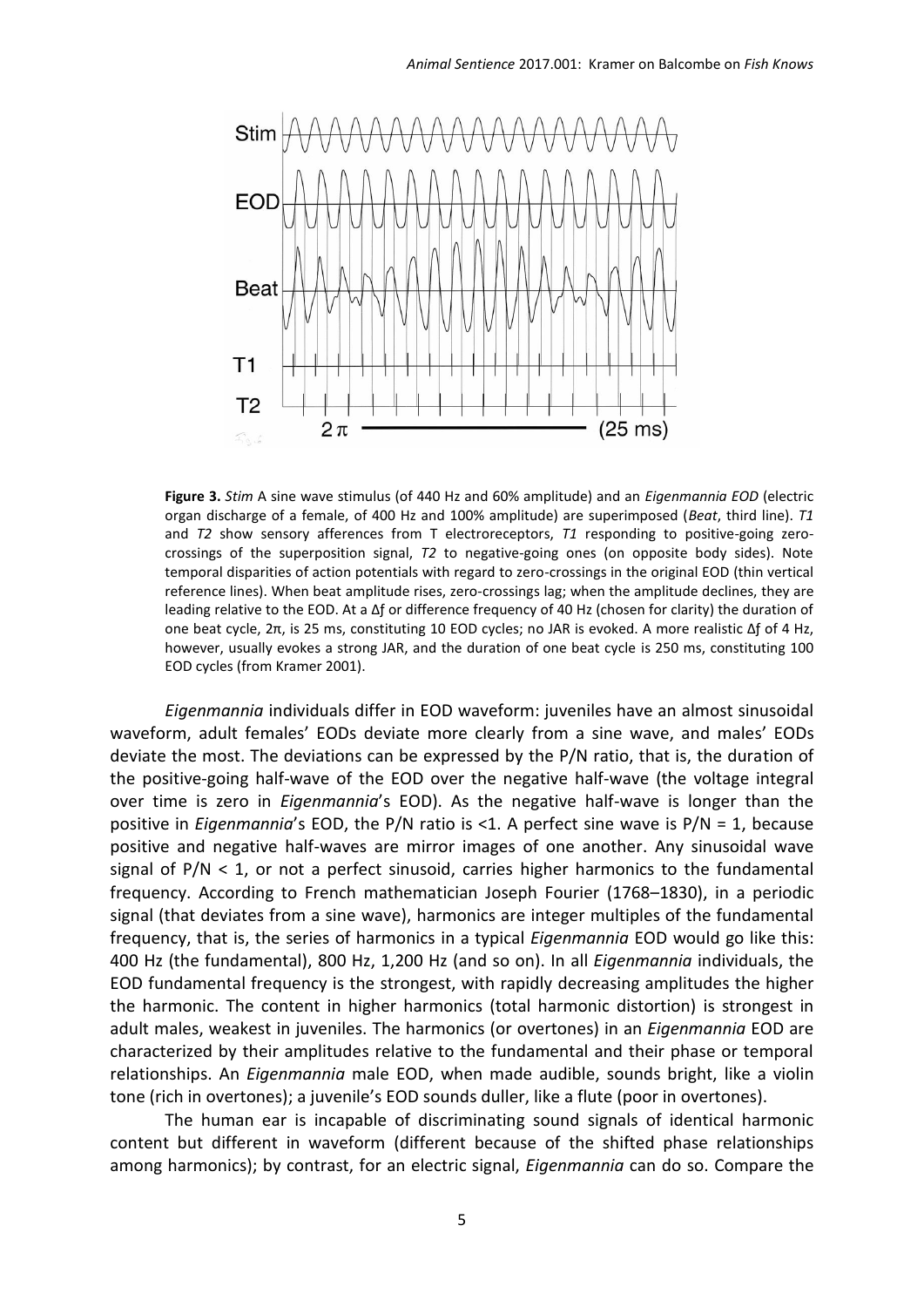**Figure 3.** *Stim* A sine wave stimulus (of 440 Hz and 60% amplitude) and an *Eigenmannia EOD* (electric organ discharge of a female, of 400 Hz and 100% amplitude) are superimposed (*Beat*, third line). *T1* and *T2* show sensory afferences from T electroreceptors, *T1* responding to positive-going zero-crossings of the superposition signal, *T2* to negative-going ones (on opposite body sides). Note temporal disparities of action potentials with regard to zero-crossings in the original EOD (thin vertical reference lines). When beat amplitude rises, zero-crossings lag; when the amplitude declines, they are leading relative to the EOD. At a Δf or difference frequency of 40 Hz (chosen for clarity) the duration of one beat cycle, 2π, is 25 ms, constituting 10 EOD cycles; no JAR is evoked. A more realistic Δf of 4 Hz, however, usually evokes a strong JAR, and the duration of one beat cycle is 250 ms, constituting 100 EOD cycles (from Kramer 2001).

*Eigenmannia* individuals differ in EOD waveform: juveniles have an almost sinusoidal waveform, adult females' EODs deviate more clearly from a sine wave, and males' EODs deviate the most. The deviations can be expressed by the P/N ratio, that is, the duration of the positive-going half-wave of the EOD over the negative half-wave (the voltage integral over time is zero in *Eigenmannia*'s EOD). As the negative half-wave is longer than the positive in *Eigenmannia*'s EOD, the P/N ratio is <1. A perfect sine wave is P/N = 1, because positive and negative half-waves are mirror images of one another. Any sinusoidal wave signal of P/N < 1, or not a perfect sinusoid, carries higher harmonics to the fundamental frequency. According to French mathematician Joseph Fourier (1768–1830), in a periodic signal (that deviates from a sine wave), harmonics are integer multiples of the fundamental frequency, that is, the series of harmonics in a typical *Eigenmannia* EOD would go like this: 400 Hz (the fundamental), 800 Hz, 1,200 Hz (and so on). In all *Eigenmannia* individuals, the EOD fundamental frequency is the strongest, with rapidly decreasing amplitudes the higher the harmonic. The content in higher harmonics (total harmonic distortion) is strongest in adult males, weakest in juveniles. The harmonics (or overtones) in an *Eigenmannia* EOD are characterized by their amplitudes relative to the fundamental and their phase or temporal relationships. An *Eigenmannia* male EOD, when made audible, sounds bright, like a violin tone (rich in overtones); a juvenile's EOD sounds duller, like a flute (poor in overtones).

The human ear is incapable of discriminating sound signals of identical harmonic content but different in waveform (different because of the shifted phase relationships among harmonics); by contrast, for an electric signal, *Eigenmannia* can do so. Compare the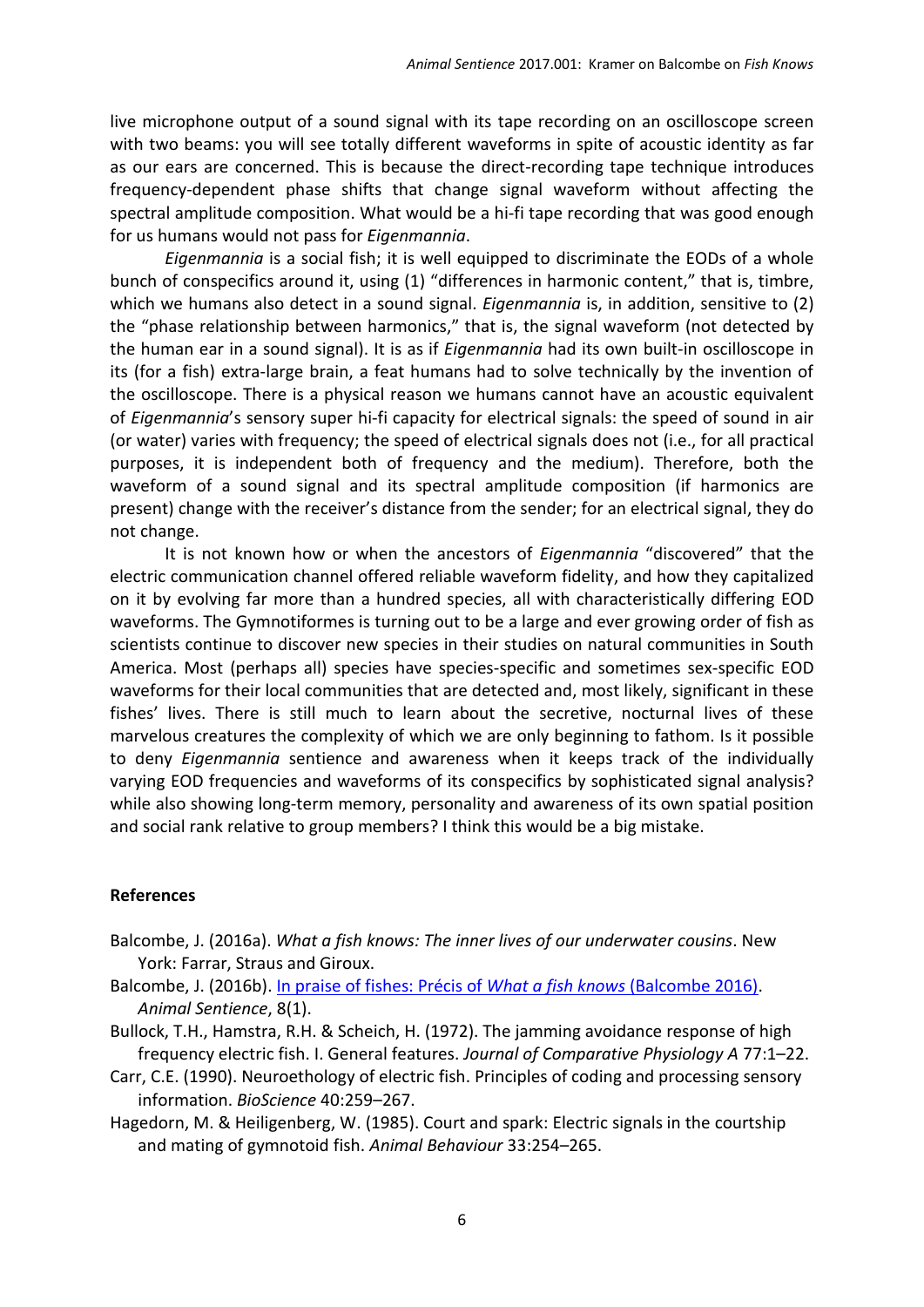live microphone output of a sound signal with its tape recording on an oscilloscope screen with two beams: you will see totally different waveforms in spite of acoustic identity as far as our ears are concerned. This is because the direct-recording tape technique introduces frequency-dependent phase shifts that change signal waveform without affecting the spectral amplitude composition. What would be a hi-fi tape recording that was good enough for us humans would not pass for *Eigenmannia*.

*Eigenmannia* is a social fish; it is well equipped to discriminate the EODs of a whole bunch of conspecifics around it, using (1) "differences in harmonic content," that is, timbre, which we humans also detect in a sound signal. *Eigenmannia* is, in addition, sensitive to (2) the "phase relationship between harmonics," that is, the signal waveform (not detected by the human ear in a sound signal). It is as if *Eigenmannia* had its own built-in oscilloscope in its (for a fish) extra-large brain, a feat humans had to solve technically by the invention of the oscilloscope. There is a physical reason we humans cannot have an acoustic equivalent of *Eigenmannia*'s sensory super hi-fi capacity for electrical signals: the speed of sound in air (or water) varies with frequency; the speed of electrical signals does not (i.e., for all practical purposes, it is independent both of frequency and the medium). Therefore, both the waveform of a sound signal and its spectral amplitude composition (if harmonics are present) change with the receiver's distance from the sender; for an electrical signal, they do not change.

It is not known how or when the ancestors of *Eigenmannia* "discovered" that the electric communication channel offered reliable waveform fidelity, and how they capitalized on it by evolving far more than a hundred species, all with characteristically differing EOD waveforms. The Gymnotiformes is turning out to be a large and ever growing order of fish as scientists continue to discover new species in their studies on natural communities in South America. Most (perhaps all) species have species-specific and sometimes sex-specific EOD waveforms for their local communities that are detected and, most likely, significant in these fishes' lives. There is still much to learn about the secretive, nocturnal lives of these marvelous creatures the complexity of which we are only beginning to fathom. Is it possible to deny *Eigenmannia* sentience and awareness when it keeps track of the individually varying EOD frequencies and waveforms of its conspecifics by sophisticated signal analysis? while also showing long-term memory, personality and awareness of its own spatial position and social rank relative to group members? I think this would be a big mistake.

## References

Balcombe, J. (2016a). *What a fish knows: The inner lives of our underwater cousins*. New York: Farrar, Straus and Giroux.

Balcombe, J. (2016b). In praise of fishes: Précis of *What a fish knows* (Balcombe 2016). *Animal Sentience*, 8(1).

Bullock, T.H., Hamstra, R.H. & Scheich, H. (1972). The jamming avoidance response of high frequency electric fish. I. General features. *Journal of Comparative Physiology A* 77:1–22.

Carr, C.E. (1990). Neuroethology of electric fish. Principles of coding and processing sensory information. *BioScience* 40:259–267.

Hagedorn, M. & Heiligenberg, W. (1985). Court and spark: Electric signals in the courtship and mating of gymnotoid fish. *Animal Behaviour* 33:254–265.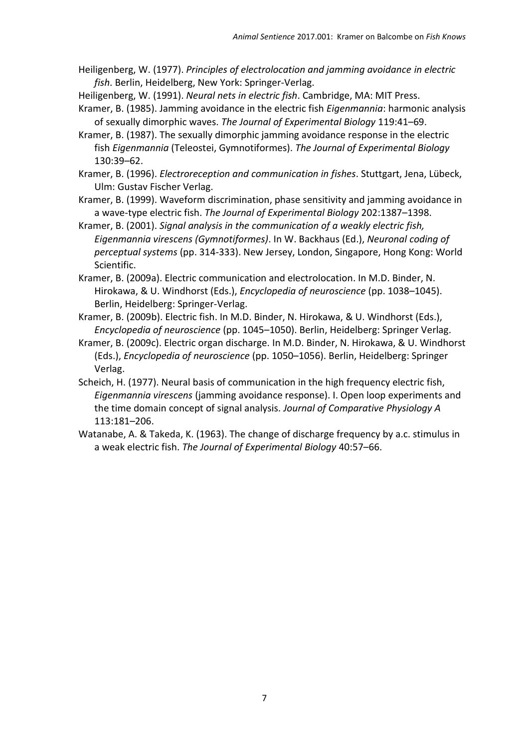Heiligenberg, W. (1977). *Principles of electrolocation and jamming avoidance in electric fish*. Berlin, Heidelberg, New York: Springer-Verlag.

Heiligenberg, W. (1991). *Neural nets in electric fish*. Cambridge, MA: MIT Press.

Kramer, B. (1985). Jamming avoidance in the electric fish *Eigenmannia*: harmonic analysis of sexually dimorphic waves. *The Journal of Experimental Biology* 119:41–69.

Kramer, B. (1987). The sexually dimorphic jamming avoidance response in the electric fish *Eigenmannia* (Teleostei, Gymnotiformes). *The Journal of Experimental Biology* 130:39–62.

Kramer, B. (1996). *Electroreception and communication in fishes*. Stuttgart, Jena, Lübeck, Ulm: Gustav Fischer Verlag.

Kramer, B. (1999). Waveform discrimination, phase sensitivity and jamming avoidance in a wave-type electric fish. *The Journal of Experimental Biology* 202:1387–1398.

Kramer, B. (2001). *Signal analysis in the communication of a weakly electric fish, Eigenmannia virescens (Gymnotiformes)*. In W. Backhaus (Ed.), *Neuronal coding of perceptual systems* (pp. 314-333). New Jersey, London, Singapore, Hong Kong: World Scientific.

Kramer, B. (2009a). Electric communication and electrolocation. In M.D. Binder, N. Hirokawa, & U. Windhorst (Eds.), *Encyclopedia of neuroscience* (pp. 1038–1045). Berlin, Heidelberg: Springer-Verlag.

Kramer, B. (2009b). Electric fish. In M.D. Binder, N. Hirokawa, & U. Windhorst (Eds.), *Encyclopedia of neuroscience* (pp. 1045–1050). Berlin, Heidelberg: Springer Verlag.

Kramer, B. (2009c). Electric organ discharge. In M.D. Binder, N. Hirokawa, & U. Windhorst (Eds.), *Encyclopedia of neuroscience* (pp. 1050–1056). Berlin, Heidelberg: Springer Verlag.

Scheich, H. (1977). Neural basis of communication in the high frequency electric fish, *Eigenmannia virescens* (jamming avoidance response). I. Open loop experiments and the time domain concept of signal analysis. *Journal of Comparative Physiology A* 113:181–206.

Watanabe, A. & Takeda, K. (1963). The change of discharge frequency by a.c. stimulus in a weak electric fish. *The Journal of Experimental Biology* 40:57–66.